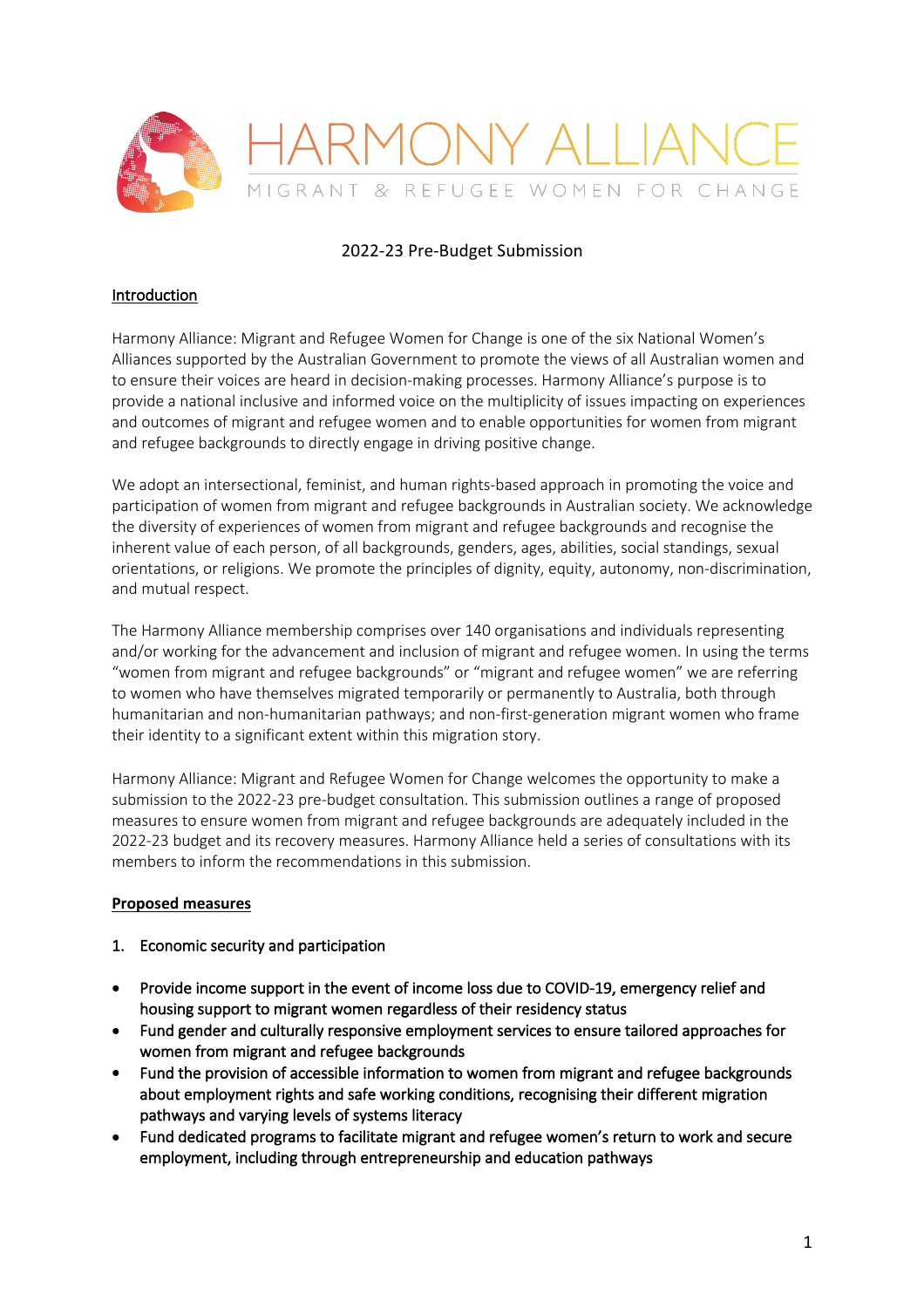# HARMONY ALLIANCE

MIGRANT & REFUGEE WOMEN FOR CHANGE

## 2022-23 Pre-Budget Submission

### Introduction

Harmony Alliance: Migrant and Refugee Women for Change is one of the six National Women's Alliances supported by the Australian Government to promote the views of all Australian women and to ensure their voices are heard in decision-making processes. Harmony Alliance's purpose is to provide a national inclusive and informed voice on the multiplicity of issues impacting on experiences and outcomes of migrant and refugee women and to enable opportunities for women from migrant and refugee backgrounds to directly engage in driving positive change.

We adopt an intersectional, feminist, and human rights-based approach in promoting the voice and participation of women from migrant and refugee backgrounds in Australian society. We acknowledge the diversity of experiences of women from migrant and refugee backgrounds and recognise the inherent value of each person, of all backgrounds, genders, ages, abilities, social standings, sexual orientations, or religions. We promote the principles of dignity, equity, autonomy, non-discrimination, and mutual respect.

The Harmony Alliance membership comprises over 140 organisations and individuals representing and/or working for the advancement and inclusion of migrant and refugee women. In using the terms "women from migrant and refugee backgrounds" or "migrant and refugee women" we are referring to women who have themselves migrated temporarily or permanently to Australia, both through humanitarian and non-humanitarian pathways; and non-first-generation migrant women who frame their identity to a significant extent within this migration story.

Harmony Alliance: Migrant and Refugee Women for Change welcomes the opportunity to make a submission to the 2022-23 pre-budget consultation. This submission outlines a range of proposed measures to ensure women from migrant and refugee backgrounds are adequately included in the 2022-23 budget and its recovery measures. Harmony Alliance held a series of consultations with its members to inform the recommendations in this submission.

### Proposed measures

1. Economic security and participation

- Provide income support in the event of income loss due to COVID-19, emergency relief and housing support to migrant women regardless of their residency status
- Fund gender and culturally responsive employment services to ensure tailored approaches for women from migrant and refugee backgrounds
- Fund the provision of accessible information to women from migrant and refugee backgrounds about employment rights and safe working conditions, recognising their different migration pathways and varying levels of systems literacy
- Fund dedicated programs to facilitate migrant and refugee women's return to work and secure employment, including through entrepreneurship and education pathways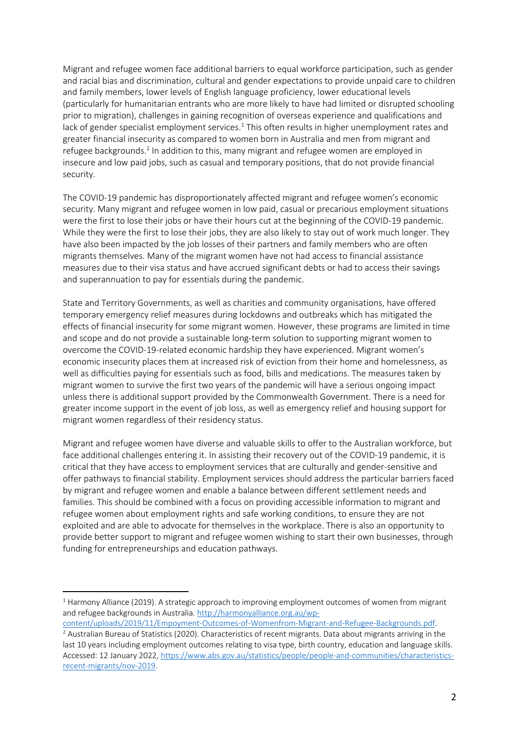Migrant and refugee women face additional barriers to equal workforce participation, such as gender and racial bias and discrimination, cultural and gender expectations to provide unpaid care to children and family members, lower levels of English language proficiency, lower educational levels (particularly for humanitarian entrants who are more likely to have had limited or disrupted schooling prior to migration), challenges in gaining recognition of overseas experience and qualifications and lack of gender specialist employment services.[1] This often results in higher unemployment rates and greater financial insecurity as compared to women born in Australia and men from migrant and refugee backgrounds.[2] In addition to this, many migrant and refugee women are employed in insecure and low paid jobs, such as casual and temporary positions, that do not provide financial security.

The COVID-19 pandemic has disproportionately affected migrant and refugee women's economic security. Many migrant and refugee women in low paid, casual or precarious employment situations were the first to lose their jobs or have their hours cut at the beginning of the COVID-19 pandemic. While they were the first to lose their jobs, they are also likely to stay out of work much longer. They have also been impacted by the job losses of their partners and family members who are often migrants themselves. Many of the migrant women have not had access to financial assistance measures due to their visa status and have accrued significant debts or had to access their savings and superannuation to pay for essentials during the pandemic.

State and Territory Governments, as well as charities and community organisations, have offered temporary emergency relief measures during lockdowns and outbreaks which has mitigated the effects of financial insecurity for some migrant women. However, these programs are limited in time and scope and do not provide a sustainable long-term solution to supporting migrant women to overcome the COVID-19-related economic hardship they have experienced. Migrant women's economic insecurity places them at increased risk of eviction from their home and homelessness, as well as difficulties paying for essentials such as food, bills and medications. The measures taken by migrant women to survive the first two years of the pandemic will have a serious ongoing impact unless there is additional support provided by the Commonwealth Government. There is a need for greater income support in the event of job loss, as well as emergency relief and housing support for migrant women regardless of their residency status.

Migrant and refugee women have diverse and valuable skills to offer to the Australian workforce, but face additional challenges entering it. In assisting their recovery out of the COVID-19 pandemic, it is critical that they have access to employment services that are culturally and gender-sensitive and offer pathways to financial stability. Employment services should address the particular barriers faced by migrant and refugee women and enable a balance between different settlement needs and families. This should be combined with a focus on providing accessible information to migrant and refugee women about employment rights and safe working conditions, to ensure they are not exploited and are able to advocate for themselves in the workplace. There is also an opportunity to provide better support to migrant and refugee women wishing to start their own businesses, through funding for entrepreneurships and education pathways.

---

[1] Harmony Alliance (2019). A strategic approach to improving employment outcomes of women from migrant and refugee backgrounds in Australia. http://harmonyalliance.org.au/wp-content/uploads/2019/11/Empoyment-Outcomes-of-Womenfrom-Migrant-and-Refugee-Backgrounds.pdf.

[2] Australian Bureau of Statistics (2020). Characteristics of recent migrants. Data about migrants arriving in the last 10 years including employment outcomes relating to visa type, birth country, education and language skills. Accessed: 12 January 2022, https://www.abs.gov.au/statistics/people/people-and-communities/characteristics-recent-migrants/nov-2019.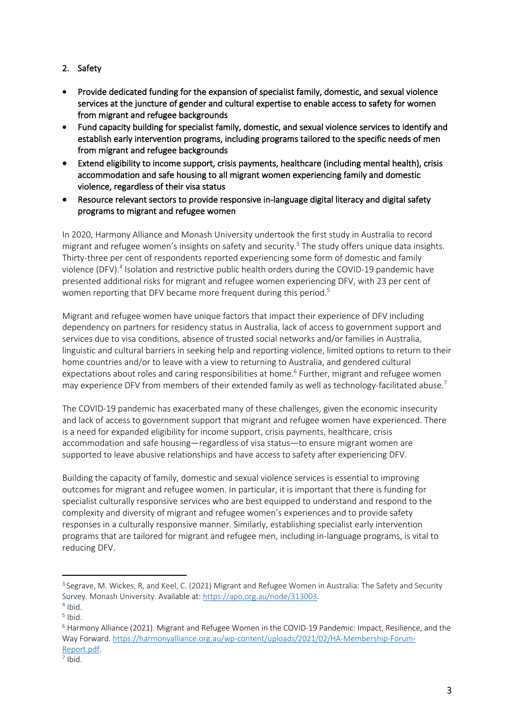## 2. Safety

- Provide dedicated funding for the expansion of specialist family, domestic, and sexual violence services at the juncture of gender and cultural expertise to enable access to safety for women from migrant and refugee backgrounds
- Fund capacity building for specialist family, domestic, and sexual violence services to identify and establish early intervention programs, including programs tailored to the specific needs of men from migrant and refugee backgrounds
- Extend eligibility to income support, crisis payments, healthcare (including mental health), crisis accommodation and safe housing to all migrant women experiencing family and domestic violence, regardless of their visa status
- Resource relevant sectors to provide responsive in-language digital literacy and digital safety programs to migrant and refugee women

In 2020, Harmony Alliance and Monash University undertook the first study in Australia to record migrant and refugee women's insights on safety and security.[3] The study offers unique data insights. Thirty-three per cent of respondents reported experiencing some form of domestic and family violence (DFV).[4] Isolation and restrictive public health orders during the COVID-19 pandemic have presented additional risks for migrant and refugee women experiencing DFV, with 23 per cent of women reporting that DFV became more frequent during this period.[5]

Migrant and refugee women have unique factors that impact their experience of DFV including dependency on partners for residency status in Australia, lack of access to government support and services due to visa conditions, absence of trusted social networks and/or families in Australia, linguistic and cultural barriers in seeking help and reporting violence, limited options to return to their home countries and/or to leave with a view to returning to Australia, and gendered cultural expectations about roles and caring responsibilities at home.[6] Further, migrant and refugee women may experience DFV from members of their extended family as well as technology-facilitated abuse.[7]

The COVID-19 pandemic has exacerbated many of these challenges, given the economic insecurity and lack of access to government support that migrant and refugee women have experienced. There is a need for expanded eligibility for income support, crisis payments, healthcare, crisis accommodation and safe housing—regardless of visa status—to ensure migrant women are supported to leave abusive relationships and have access to safety after experiencing DFV.

Building the capacity of family, domestic and sexual violence services is essential to improving outcomes for migrant and refugee women. In particular, it is important that there is funding for specialist culturally responsive services who are best equipped to understand and respond to the complexity and diversity of migrant and refugee women's experiences and to provide safety responses in a culturally responsive manner. Similarly, establishing specialist early intervention programs that are tailored for migrant and refugee men, including in-language programs, is vital to reducing DFV.

---

[3] Segrave, M. Wickes, R, and Keel, C. (2021) Migrant and Refugee Women in Australia: The Safety and Security Survey. Monash University. Available at: https://apo.org.au/node/313003.

[4] Ibid.

[5] Ibid.

[6] Harmony Alliance (2021). Migrant and Refugee Women in the COVID-19 Pandemic: Impact, Resilience, and the Way Forward. https://harmonyalliance.org.au/wp-content/uploads/2021/02/HA-Membership-Forum-Report.pdf.

[7] Ibid.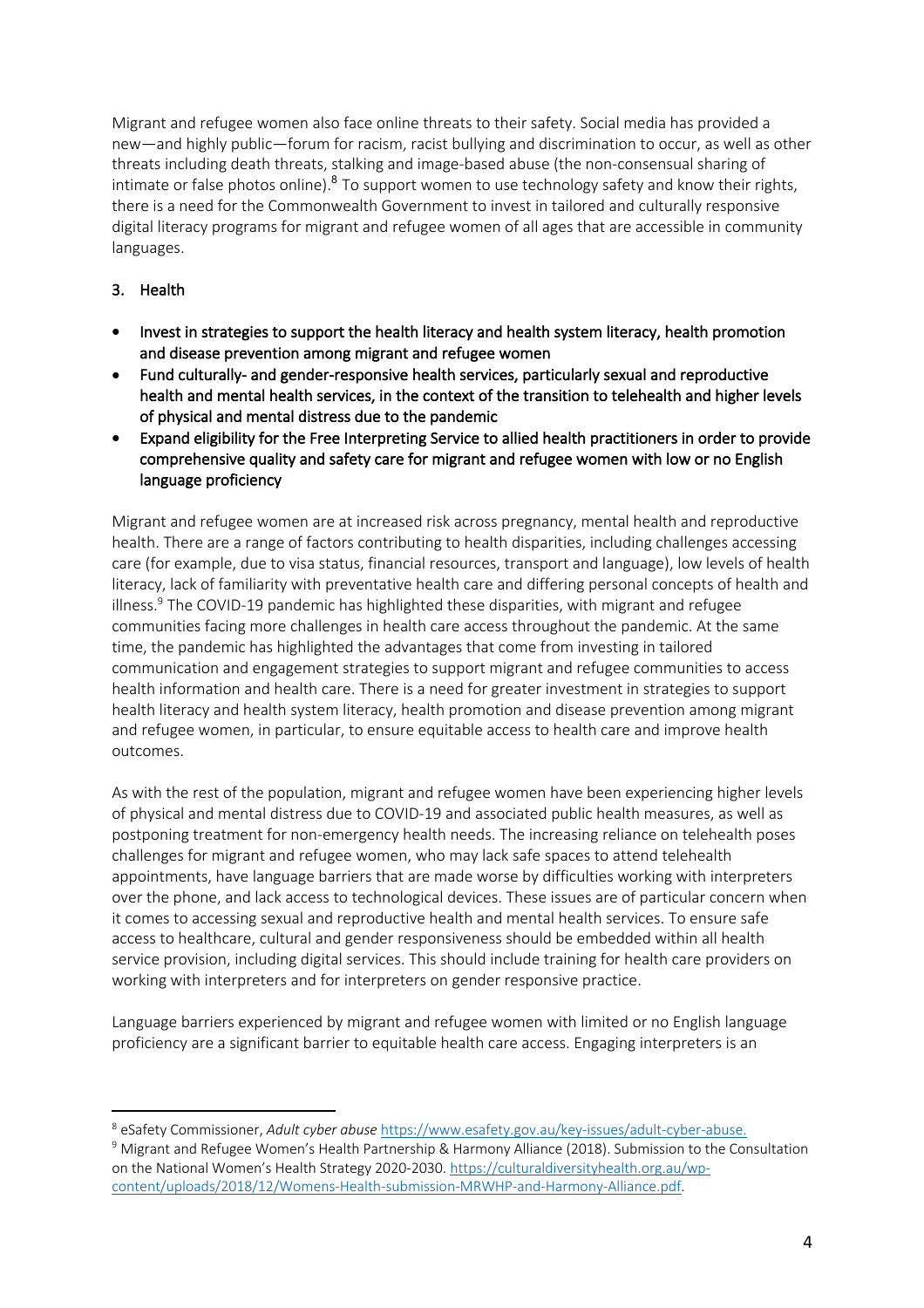Migrant and refugee women also face online threats to their safety. Social media has provided a new—and highly public—forum for racism, racist bullying and discrimination to occur, as well as other threats including death threats, stalking and image-based abuse (the non-consensual sharing of intimate or false photos online).[8] To support women to use technology safety and know their rights, there is a need for the Commonwealth Government to invest in tailored and culturally responsive digital literacy programs for migrant and refugee women of all ages that are accessible in community languages.

## 3. Health

- **Invest in strategies to support the health literacy and health system literacy, health promotion and disease prevention among migrant and refugee women**
- **Fund culturally- and gender-responsive health services, particularly sexual and reproductive health and mental health services, in the context of the transition to telehealth and higher levels of physical and mental distress due to the pandemic**
- **Expand eligibility for the Free Interpreting Service to allied health practitioners in order to provide comprehensive quality and safety care for migrant and refugee women with low or no English language proficiency**

Migrant and refugee women are at increased risk across pregnancy, mental health and reproductive health. There are a range of factors contributing to health disparities, including challenges accessing care (for example, due to visa status, financial resources, transport and language), low levels of health literacy, lack of familiarity with preventative health care and differing personal concepts of health and illness.[9] The COVID-19 pandemic has highlighted these disparities, with migrant and refugee communities facing more challenges in health care access throughout the pandemic. At the same time, the pandemic has highlighted the advantages that come from investing in tailored communication and engagement strategies to support migrant and refugee communities to access health information and health care. There is a need for greater investment in strategies to support health literacy and health system literacy, health promotion and disease prevention among migrant and refugee women, in particular, to ensure equitable access to health care and improve health outcomes.

As with the rest of the population, migrant and refugee women have been experiencing higher levels of physical and mental distress due to COVID-19 and associated public health measures, as well as postponing treatment for non-emergency health needs. The increasing reliance on telehealth poses challenges for migrant and refugee women, who may lack safe spaces to attend telehealth appointments, have language barriers that are made worse by difficulties working with interpreters over the phone, and lack access to technological devices. These issues are of particular concern when it comes to accessing sexual and reproductive health and mental health services. To ensure safe access to healthcare, cultural and gender responsiveness should be embedded within all health service provision, including digital services. This should include training for health care providers on working with interpreters and for interpreters on gender responsive practice.

Language barriers experienced by migrant and refugee women with limited or no English language proficiency are a significant barrier to equitable health care access. Engaging interpreters is an

---

[8] eSafety Commissioner, *Adult cyber abuse* https://www.esafety.gov.au/key-issues/adult-cyber-abuse.

[9] Migrant and Refugee Women's Health Partnership & Harmony Alliance (2018). Submission to the Consultation on the National Women's Health Strategy 2020-2030. https://culturaldiversityhealth.org.au/wp-content/uploads/2018/12/Womens-Health-submission-MRWHP-and-Harmony-Alliance.pdf.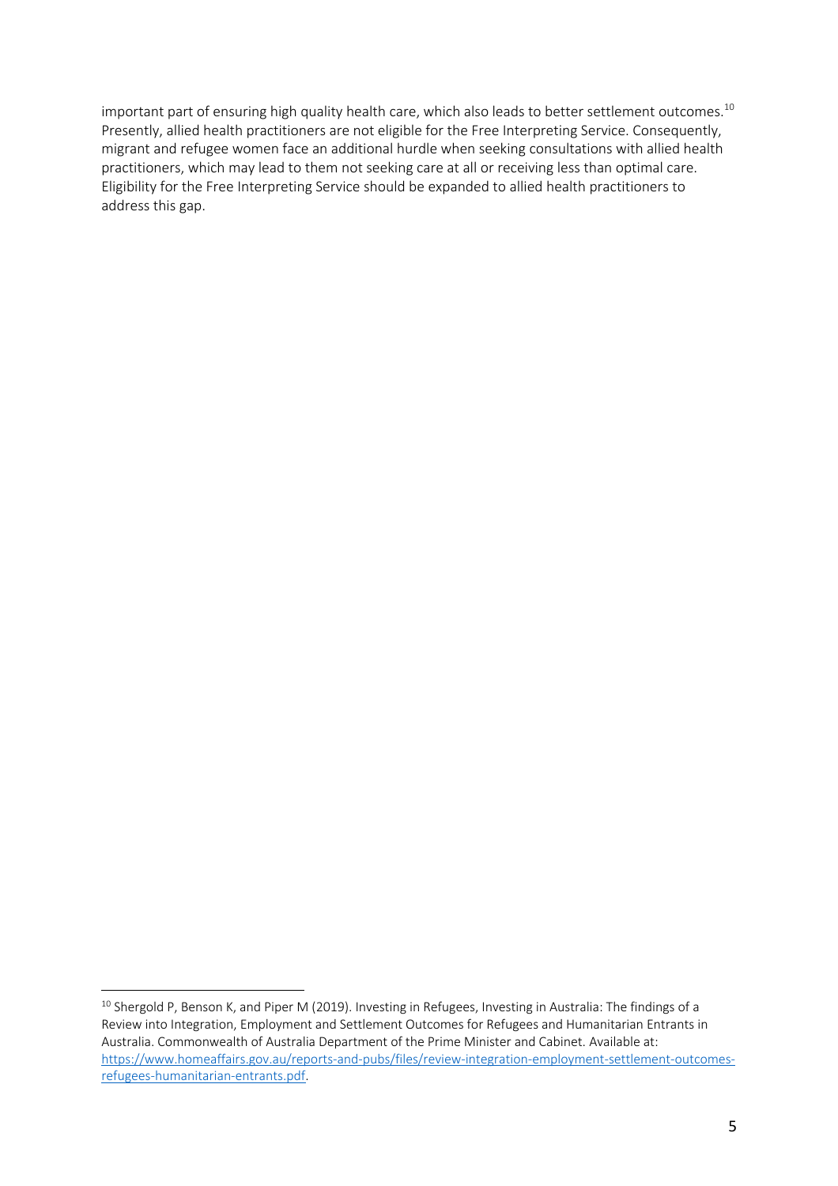important part of ensuring high quality health care, which also leads to better settlement outcomes.[10] Presently, allied health practitioners are not eligible for the Free Interpreting Service. Consequently, migrant and refugee women face an additional hurdle when seeking consultations with allied health practitioners, which may lead to them not seeking care at all or receiving less than optimal care. Eligibility for the Free Interpreting Service should be expanded to allied health practitioners to address this gap.

---

[10] Shergold P, Benson K, and Piper M (2019). Investing in Refugees, Investing in Australia: The findings of a Review into Integration, Employment and Settlement Outcomes for Refugees and Humanitarian Entrants in Australia. Commonwealth of Australia Department of the Prime Minister and Cabinet. Available at: https://www.homeaffairs.gov.au/reports-and-pubs/files/review-integration-employment-settlement-outcomes-refugees-humanitarian-entrants.pdf.